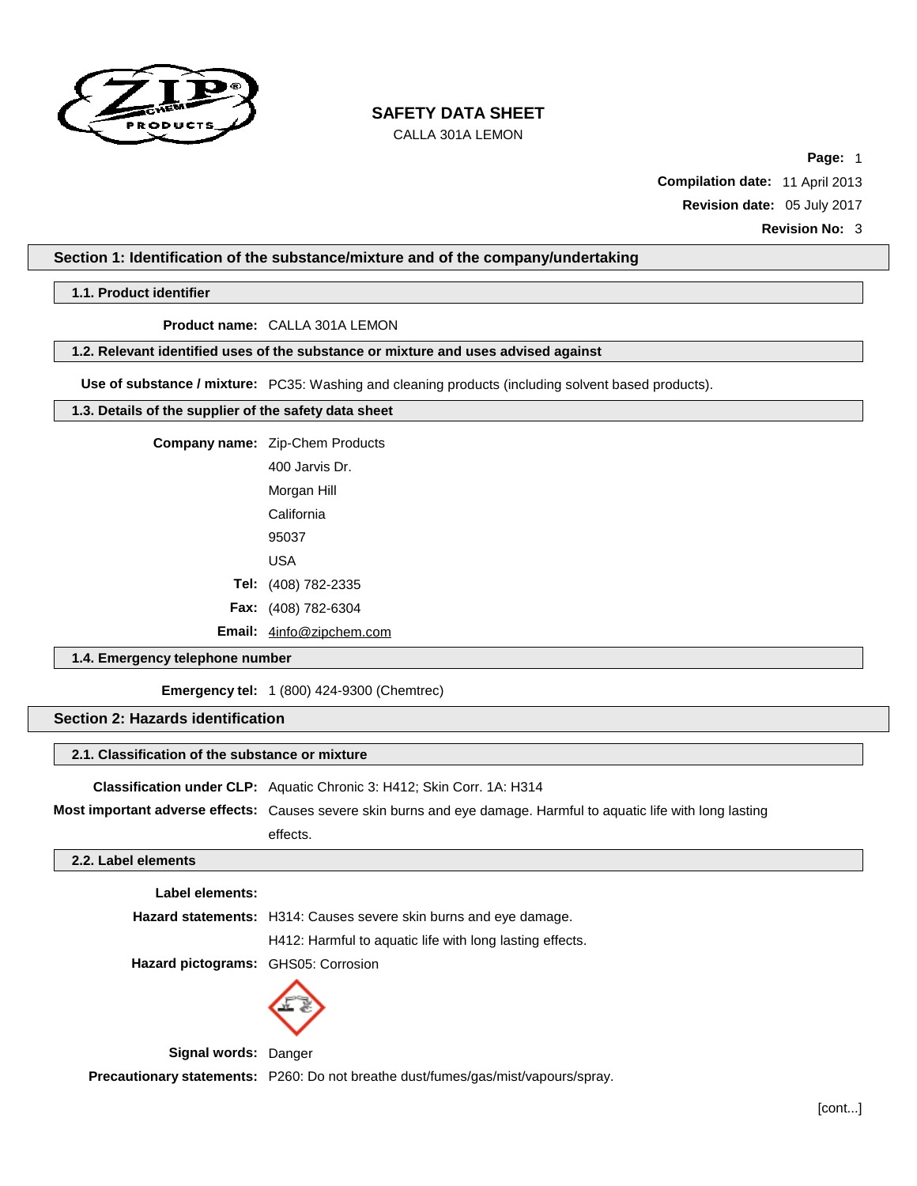# SAFETY DATA SHEET

CALLA 301A LEMON

**Compilation date:** 11 April 2013

**Revision date:** 05 July 2017

**Revision No:** 3

## Section 1: Identification of the substance/mixture and of the company/undertaking

### 1.1. Product identifier

**Product name:** CALLA 301A LEMON

### 1.2. Relevant identified uses of the substance or mixture and uses advised against

**Use of substance / mixture:** PC35: Washing and cleaning products (including solvent based products).

### 1.3. Details of the supplier of the safety data sheet

**Company name:** Zip-Chem Products
400 Jarvis Dr.
Morgan Hill
California
95037
USA

**Tel:** (408) 782-2335

**Fax:** (408) 782-6304

**Email:** 4info@zipchem.com

### 1.4. Emergency telephone number

**Emergency tel:** 1 (800) 424-9300 (Chemtrec)

## Section 2: Hazards identification

### 2.1. Classification of the substance or mixture

**Classification under CLP:** Aquatic Chronic 3: H412; Skin Corr. 1A: H314

**Most important adverse effects:** Causes severe skin burns and eye damage. Harmful to aquatic life with long lasting effects.

### 2.2. Label elements

**Label elements:**

**Hazard statements:** H314: Causes severe skin burns and eye damage.
H412: Harmful to aquatic life with long lasting effects.

**Hazard pictograms:** GHS05: Corrosion

**Signal words:** Danger

**Precautionary statements:** P260: Do not breathe dust/fumes/gas/mist/vapours/spray.

[cont...]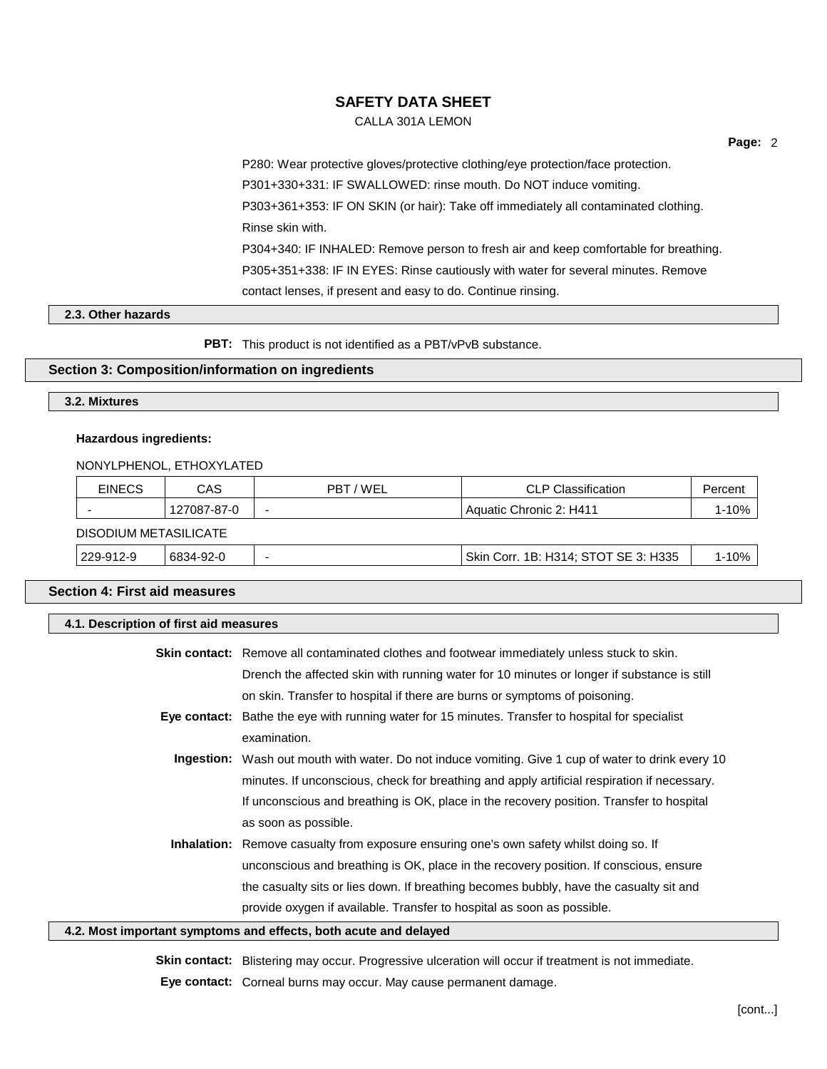P280: Wear protective gloves/protective clothing/eye protection/face protection.

P301+330+331: IF SWALLOWED: rinse mouth. Do NOT induce vomiting.

P303+361+353: IF ON SKIN (or hair): Take off immediately all contaminated clothing. Rinse skin with.

P304+340: IF INHALED: Remove person to fresh air and keep comfortable for breathing.

P305+351+338: IF IN EYES: Rinse cautiously with water for several minutes. Remove contact lenses, if present and easy to do. Continue rinsing.

### 2.3. Other hazards

**PBT:** This product is not identified as a PBT/vPvB substance.

## Section 3: Composition/information on ingredients

### 3.2. Mixtures

**Hazardous ingredients:**

NONYLPHENOL, ETHOXYLATED

| EINECS | CAS | PBT / WEL | CLP Classification | Percent |
|---|---|---|---|---|
| - | 127087-87-0 | - | Aquatic Chronic 2: H411 | 1-10% |

DISODIUM METASILICATE

| EINECS | CAS | PBT / WEL | CLP Classification | Percent |
|---|---|---|---|---|
| 229-912-9 | 6834-92-0 | - | Skin Corr. 1B: H314; STOT SE 3: H335 | 1-10% |

## Section 4: First aid measures

### 4.1. Description of first aid measures

**Skin contact:** Remove all contaminated clothes and footwear immediately unless stuck to skin. Drench the affected skin with running water for 10 minutes or longer if substance is still on skin. Transfer to hospital if there are burns or symptoms of poisoning.

**Eye contact:** Bathe the eye with running water for 15 minutes. Transfer to hospital for specialist examination.

**Ingestion:** Wash out mouth with water. Do not induce vomiting. Give 1 cup of water to drink every 10 minutes. If unconscious, check for breathing and apply artificial respiration if necessary. If unconscious and breathing is OK, place in the recovery position. Transfer to hospital as soon as possible.

**Inhalation:** Remove casualty from exposure ensuring one's own safety whilst doing so. If unconscious and breathing is OK, place in the recovery position. If conscious, ensure the casualty sits or lies down. If breathing becomes bubbly, have the casualty sit and provide oxygen if available. Transfer to hospital as soon as possible.

### 4.2. Most important symptoms and effects, both acute and delayed

**Skin contact:** Blistering may occur. Progressive ulceration will occur if treatment is not immediate.

**Eye contact:** Corneal burns may occur. May cause permanent damage.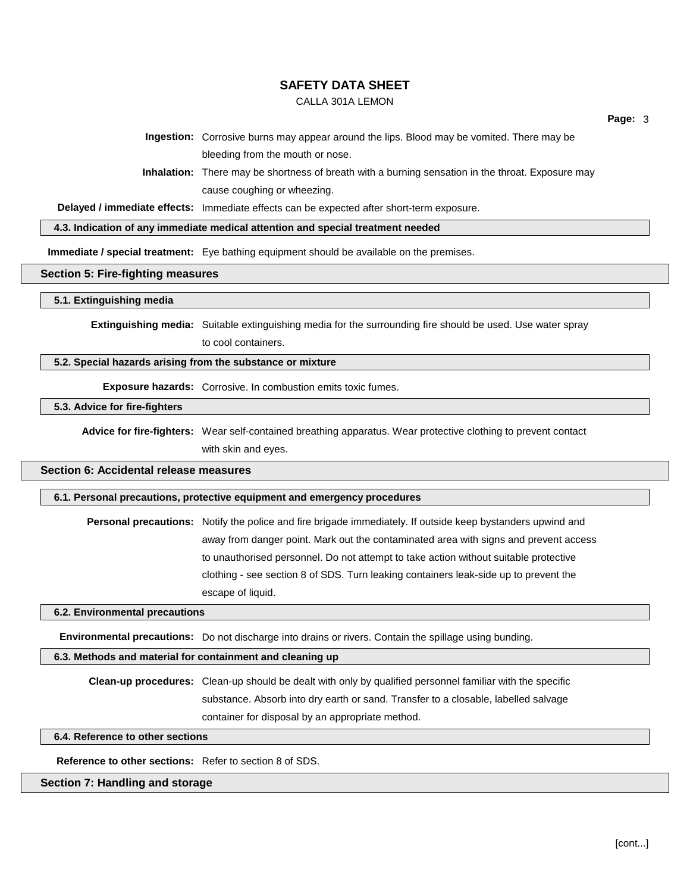**Ingestion:** Corrosive burns may appear around the lips. Blood may be vomited. There may be bleeding from the mouth or nose.

**Inhalation:** There may be shortness of breath with a burning sensation in the throat. Exposure may cause coughing or wheezing.

**Delayed / immediate effects:** Immediate effects can be expected after short-term exposure.

### 4.3. Indication of any immediate medical attention and special treatment needed

**Immediate / special treatment:** Eye bathing equipment should be available on the premises.

## Section 5: Fire-fighting measures

### 5.1. Extinguishing media

**Extinguishing media:** Suitable extinguishing media for the surrounding fire should be used. Use water spray to cool containers.

### 5.2. Special hazards arising from the substance or mixture

**Exposure hazards:** Corrosive. In combustion emits toxic fumes.

### 5.3. Advice for fire-fighters

**Advice for fire-fighters:** Wear self-contained breathing apparatus. Wear protective clothing to prevent contact with skin and eyes.

## Section 6: Accidental release measures

### 6.1. Personal precautions, protective equipment and emergency procedures

**Personal precautions:** Notify the police and fire brigade immediately. If outside keep bystanders upwind and away from danger point. Mark out the contaminated area with signs and prevent access to unauthorised personnel. Do not attempt to take action without suitable protective clothing - see section 8 of SDS. Turn leaking containers leak-side up to prevent the escape of liquid.

### 6.2. Environmental precautions

**Environmental precautions:** Do not discharge into drains or rivers. Contain the spillage using bunding.

### 6.3. Methods and material for containment and cleaning up

**Clean-up procedures:** Clean-up should be dealt with only by qualified personnel familiar with the specific substance. Absorb into dry earth or sand. Transfer to a closable, labelled salvage container for disposal by an appropriate method.

### 6.4. Reference to other sections

**Reference to other sections:** Refer to section 8 of SDS.

## Section 7: Handling and storage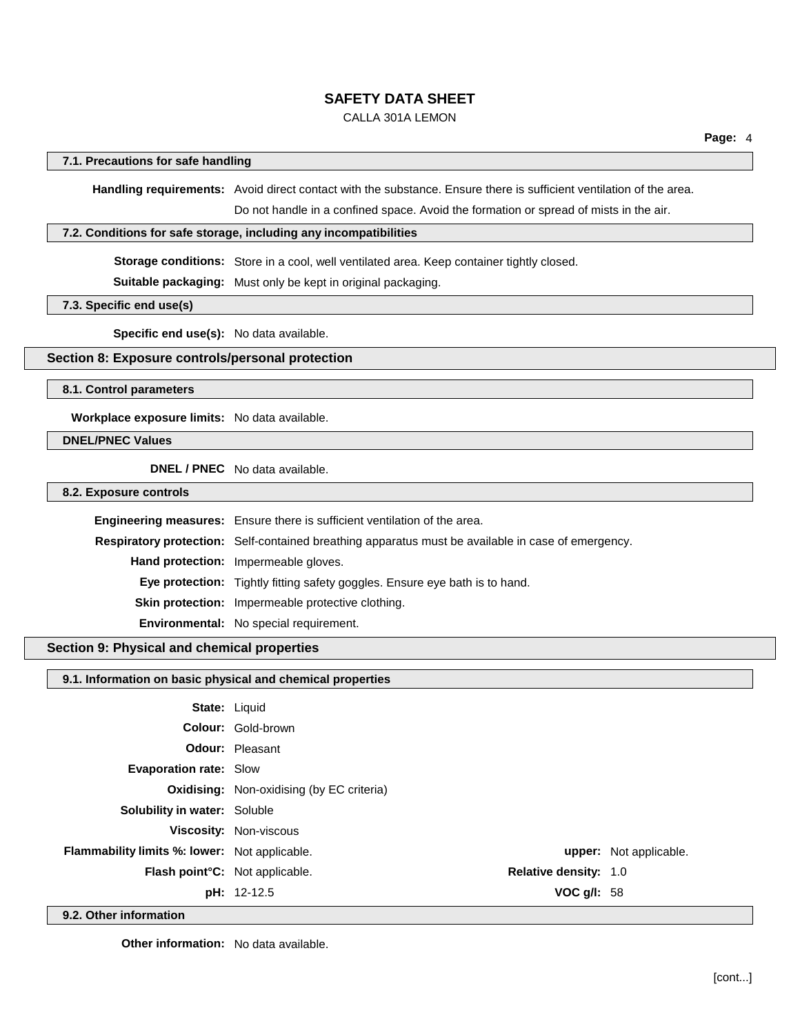### 7.1. Precautions for safe handling

**Handling requirements:** Avoid direct contact with the substance. Ensure there is sufficient ventilation of the area. Do not handle in a confined space. Avoid the formation or spread of mists in the air.

### 7.2. Conditions for safe storage, including any incompatibilities

**Storage conditions:** Store in a cool, well ventilated area. Keep container tightly closed.

**Suitable packaging:** Must only be kept in original packaging.

### 7.3. Specific end use(s)

**Specific end use(s):** No data available.

## Section 8: Exposure controls/personal protection

### 8.1. Control parameters

**Workplace exposure limits:** No data available.

### DNEL/PNEC Values

**DNEL / PNEC** No data available.

### 8.2. Exposure controls

**Engineering measures:** Ensure there is sufficient ventilation of the area.

**Respiratory protection:** Self-contained breathing apparatus must be available in case of emergency.

**Hand protection:** Impermeable gloves.

**Eye protection:** Tightly fitting safety goggles. Ensure eye bath is to hand.

**Skin protection:** Impermeable protective clothing.

**Environmental:** No special requirement.

## Section 9: Physical and chemical properties

### 9.1. Information on basic physical and chemical properties

**State:** Liquid

**Colour:** Gold-brown

**Odour:** Pleasant

**Evaporation rate:** Slow

**Oxidising:** Non-oxidising (by EC criteria)

**Solubility in water:** Soluble

**Viscosity:** Non-viscous

**Flammability limits %: lower:** Not applicable. **upper:** Not applicable.

**Flash point°C:** Not applicable. **Relative density:** 1.0

**pH:** 12-12.5 **VOC g/l:** 58

### 9.2. Other information

**Other information:** No data available.

[cont...]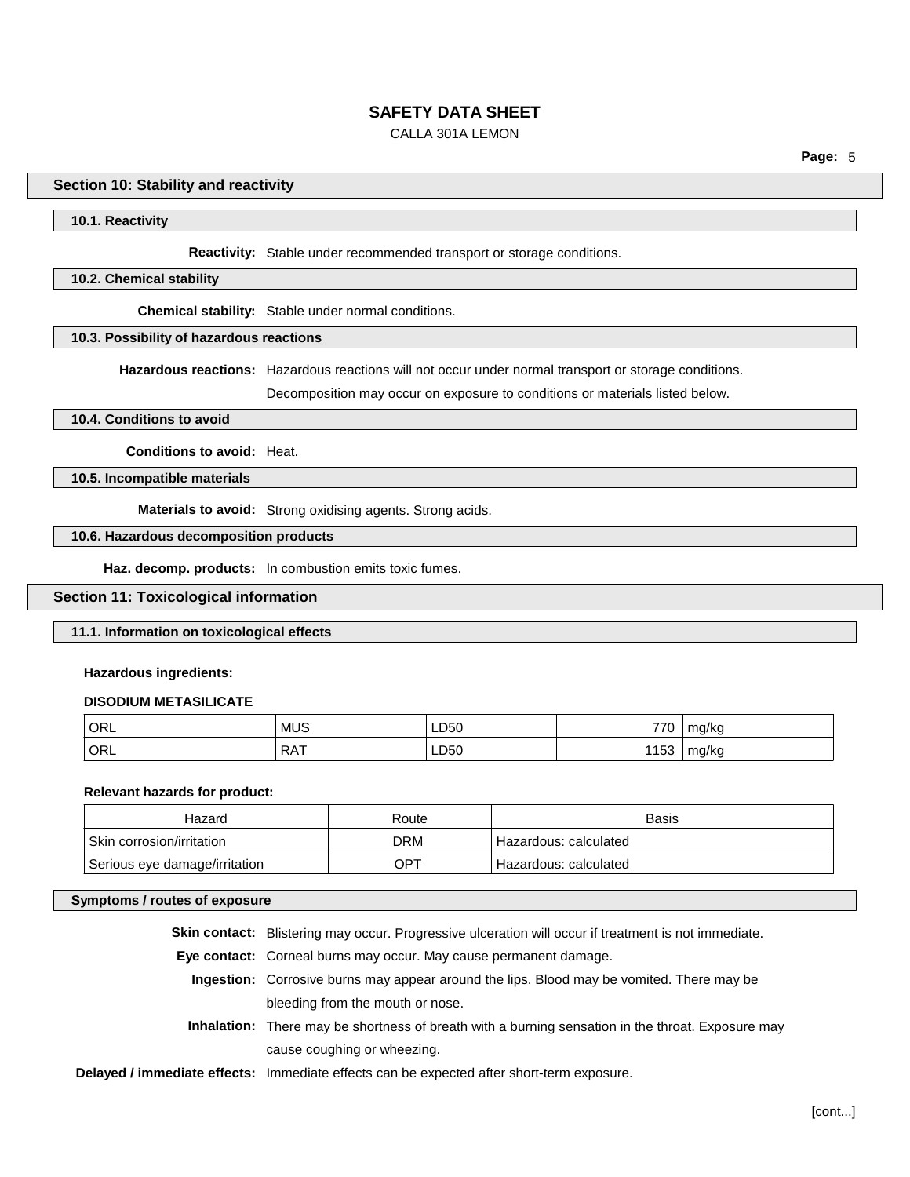## Section 10: Stability and reactivity

### 10.1. Reactivity

**Reactivity:** Stable under recommended transport or storage conditions.

### 10.2. Chemical stability

**Chemical stability:** Stable under normal conditions.

### 10.3. Possibility of hazardous reactions

**Hazardous reactions:** Hazardous reactions will not occur under normal transport or storage conditions.

Decomposition may occur on exposure to conditions or materials listed below.

### 10.4. Conditions to avoid

**Conditions to avoid:** Heat.

### 10.5. Incompatible materials

**Materials to avoid:** Strong oxidising agents. Strong acids.

### 10.6. Hazardous decomposition products

**Haz. decomp. products:** In combustion emits toxic fumes.

## Section 11: Toxicological information

### 11.1. Information on toxicological effects

**Hazardous ingredients:**

**DISODIUM METASILICATE**

| | | | | |
|---|---|---|---|---|
| ORL | MUS | LD50 | 770 | mg/kg |
| ORL | RAT | LD50 | 1153 | mg/kg |

**Relevant hazards for product:**

| Hazard | Route | Basis |
|---|---|---|
| Skin corrosion/irritation | DRM | Hazardous: calculated |
| Serious eye damage/irritation | OPT | Hazardous: calculated |

### Symptoms / routes of exposure

**Skin contact:** Blistering may occur. Progressive ulceration will occur if treatment is not immediate.

**Eye contact:** Corneal burns may occur. May cause permanent damage.

**Ingestion:** Corrosive burns may appear around the lips. Blood may be vomited. There may be bleeding from the mouth or nose.

**Inhalation:** There may be shortness of breath with a burning sensation in the throat. Exposure may cause coughing or wheezing.

**Delayed / immediate effects:** Immediate effects can be expected after short-term exposure.

[cont...]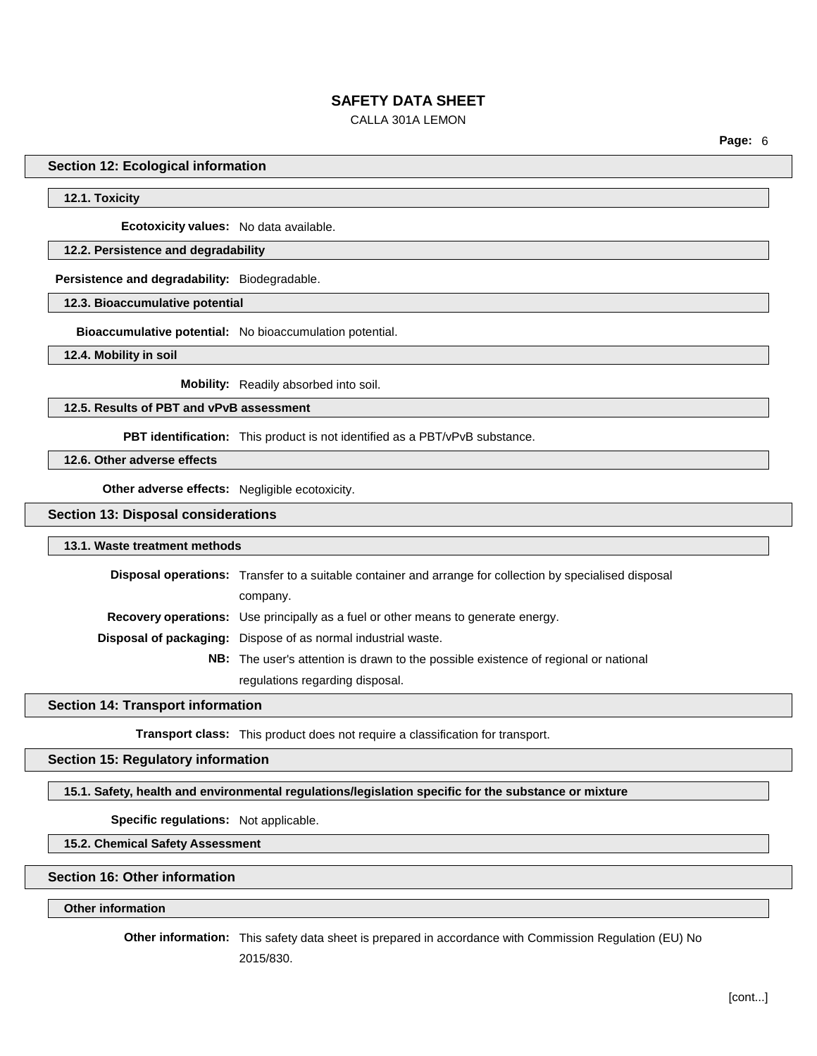## Section 12: Ecological information

### 12.1. Toxicity

**Ecotoxicity values:** No data available.

### 12.2. Persistence and degradability

**Persistence and degradability:** Biodegradable.

### 12.3. Bioaccumulative potential

**Bioaccumulative potential:** No bioaccumulation potential.

### 12.4. Mobility in soil

**Mobility:** Readily absorbed into soil.

### 12.5. Results of PBT and vPvB assessment

**PBT identification:** This product is not identified as a PBT/vPvB substance.

### 12.6. Other adverse effects

**Other adverse effects:** Negligible ecotoxicity.

## Section 13: Disposal considerations

### 13.1. Waste treatment methods

**Disposal operations:** Transfer to a suitable container and arrange for collection by specialised disposal company.

**Recovery operations:** Use principally as a fuel or other means to generate energy.

**Disposal of packaging:** Dispose of as normal industrial waste.

**NB:** The user's attention is drawn to the possible existence of regional or national regulations regarding disposal.

## Section 14: Transport information

**Transport class:** This product does not require a classification for transport.

## Section 15: Regulatory information

### 15.1. Safety, health and environmental regulations/legislation specific for the substance or mixture

**Specific regulations:** Not applicable.

### 15.2. Chemical Safety Assessment

## Section 16: Other information

### Other information

**Other information:** This safety data sheet is prepared in accordance with Commission Regulation (EU) No 2015/830.

[cont...]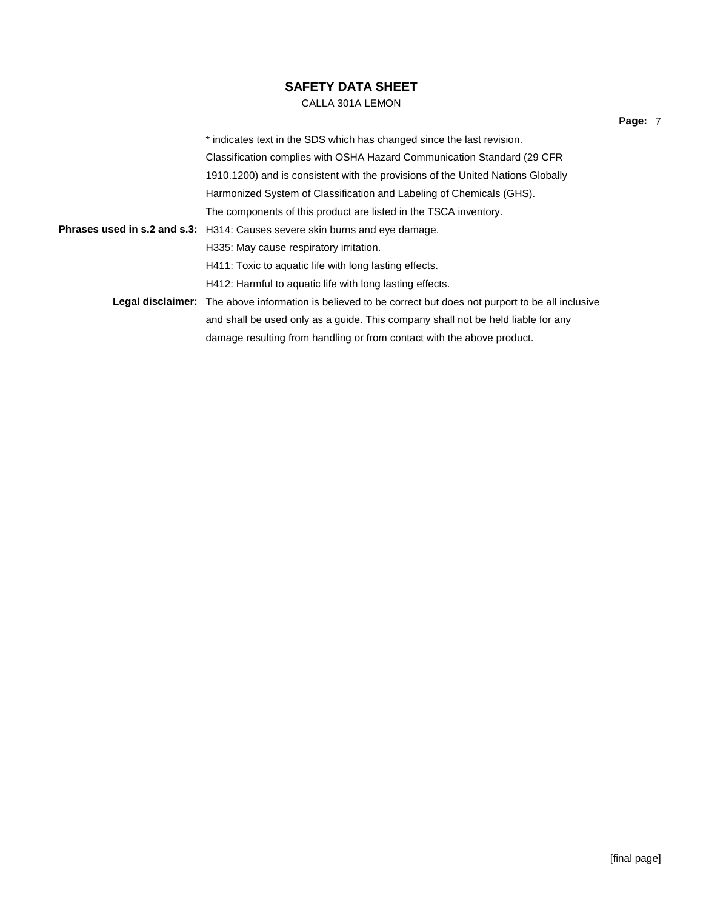* indicates text in the SDS which has changed since the last revision.
Classification complies with OSHA Hazard Communication Standard (29 CFR 1910.1200) and is consistent with the provisions of the United Nations Globally Harmonized System of Classification and Labeling of Chemicals (GHS).
The components of this product are listed in the TSCA inventory.

**Phrases used in s.2 and s.3:** H314: Causes severe skin burns and eye damage.
H335: May cause respiratory irritation.
H411: Toxic to aquatic life with long lasting effects.
H412: Harmful to aquatic life with long lasting effects.

**Legal disclaimer:** The above information is believed to be correct but does not purport to be all inclusive and shall be used only as a guide. This company shall not be held liable for any damage resulting from handling or from contact with the above product.

[final page]